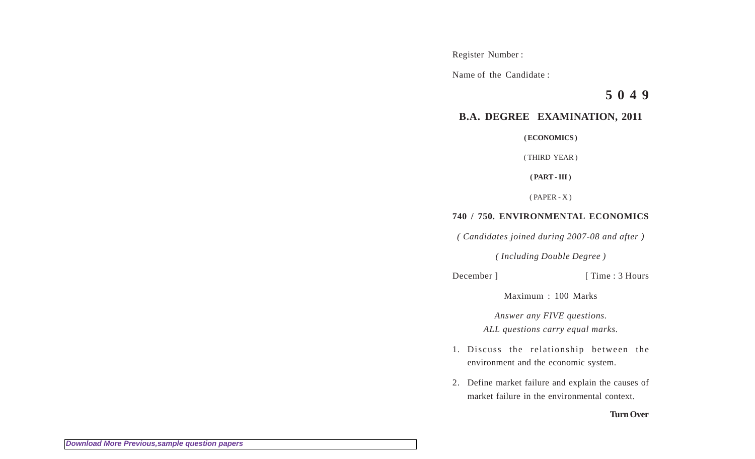Register Number :

Name of the Candidate :

**5 0 4 9**

## B.A. DEGREE EXAMINATION, 2011

**( ECONOMICS )**

( THIRD YEAR )

**( PART - III )**

( PAPER - X )

**740 / 750. ENVIRONMENTAL ECONOMICS**

*( Candidates joined during 2007-08 and after )*

*( Including Double Degree )*

December ] [ Time : 3 Hours

Maximum : 100 Marks

*Answer any FIVE questions.*
*ALL questions carry equal marks.*

1. Discuss the relationship between the environment and the economic system.

2. Define market failure and explain the causes of market failure in the environmental context.

**Turn Over**

Download More Previous,sample question papers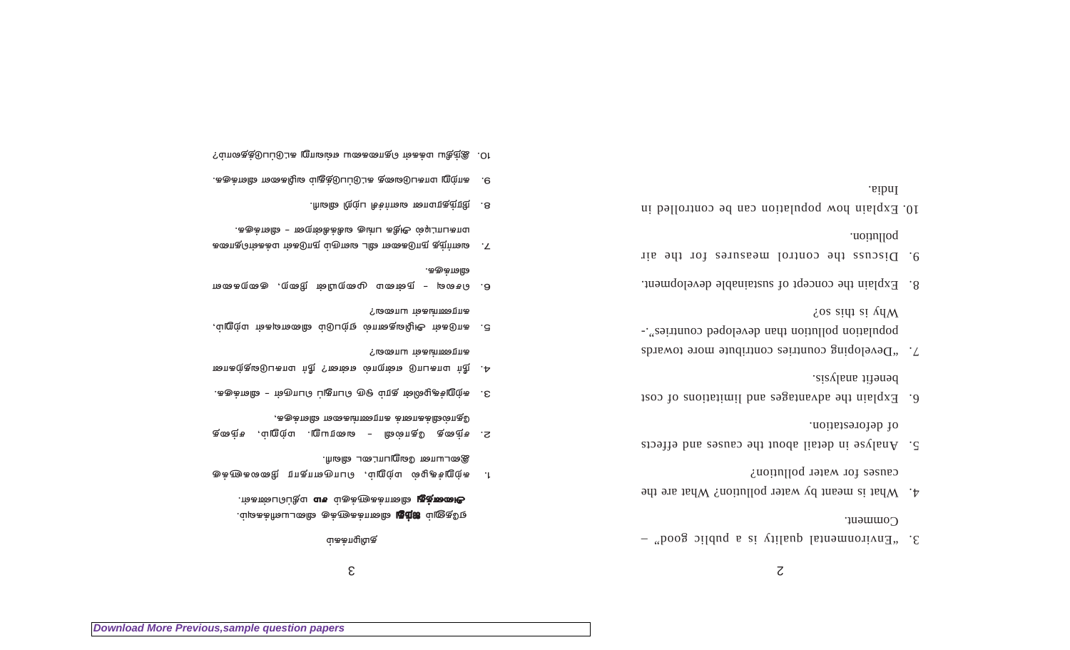3. "Environmental quality is a public good" – Comment.

4. What is meant by water pollution? What are the causes for water pollution?

5. Analyse in detail about the causes and effects of deforestation.

6. Explain the advantages and limitations of cost benefit analysis.

7. "Developing countries contribute more towards population pollution than developed countries".- Why is this so?

8. Explain the concept of sustainable development.

9. Discuss the control measures for the air pollution.

10. Explain how population can be controlled in India.

## தமிழாக்கம்

ஏதேனும் **ஐந்து** வினாக்களுக்கு விடையளிக்கவும்.

**அனைத்து** வினாக்களுக்கும் சம மதிப்பெண்கள்.

1. சுற்றுச்சூழல் மற்றும், பொருளாதார நிலைகளுக்கு இடையேயான தொடர்புடைமை விவரி.

2. சந்தை தோல்வி – வரையறு. மற்றும், சந்தை தோல்விக்கான காரணங்களை விளக்குக.

3. சுற்றுச்சூழலின் தரம் ஒரு பொதுப் பொருள் – விளக்குக.

4. நீர் மாசுபாடு என்றால் என்ன? நீர் மாசுபடுதலுக்கான காரணங்கள் யாவை?

5. காடுகள் அழிக்கப்படுவதால் ஏற்படும் விளைவுகள் மற்றும், காரணங்கள் யாவை?

6. செலவு – நன்மை பகுப்பாய்வு நிறை, குறைகளை விளக்குக.

7. வளர்ந்த நாடுகளை விட வளரும் நாடுகள் மக்கள்தொகை மாசுபாட்டில் அதிக பங்கு வகிக்கின்றன – விளக்குக.

8. நீடித்தநிலை வளர்ச்சி பற்றி விவரி.

9. காற்று மாசுபடுதலை கட்டுப்படுத்தும் வழிகளை விளக்குக.

10. இந்திய மக்கள் தொகையை எவ்வாறு கட்டுப்படுத்தலாம்?